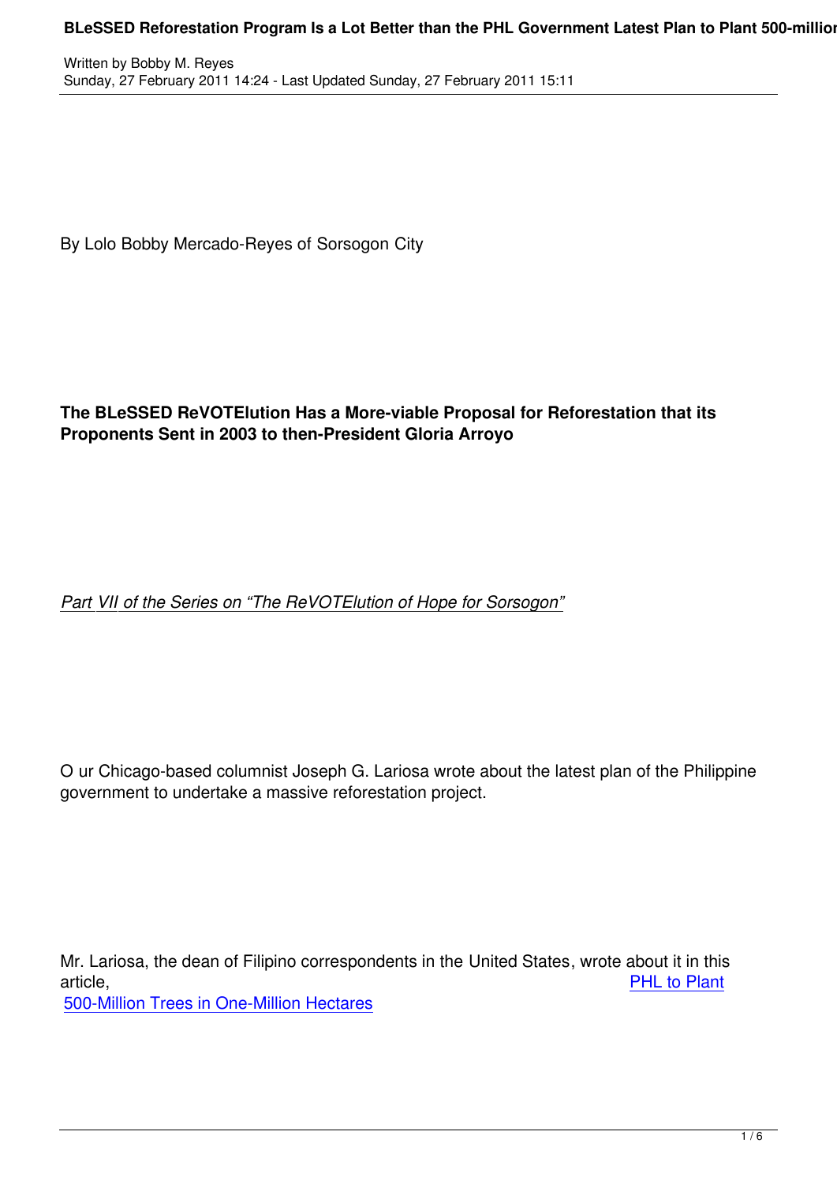By Lolo Bobby Mercado-Reyes of Sorsogon City

**The BLeSSED ReVOTElution Has a More-viable Proposal for Reforestation that its Proponents Sent in 2003 to then-President Gloria Arroyo**

*Part VII of the Series on "The ReVOTElution of Hope for Sorsogon"*

Our Chicago-based columnist Joseph G. Lariosa wrote about the latest plan of the Philippine government to undertake a massive reforestation project.

Mr. Lariosa, the dean of Filipino correspondents in the United States, wrote about it in this article, PHL to Plant 500-Million Trees in One-Million Hectares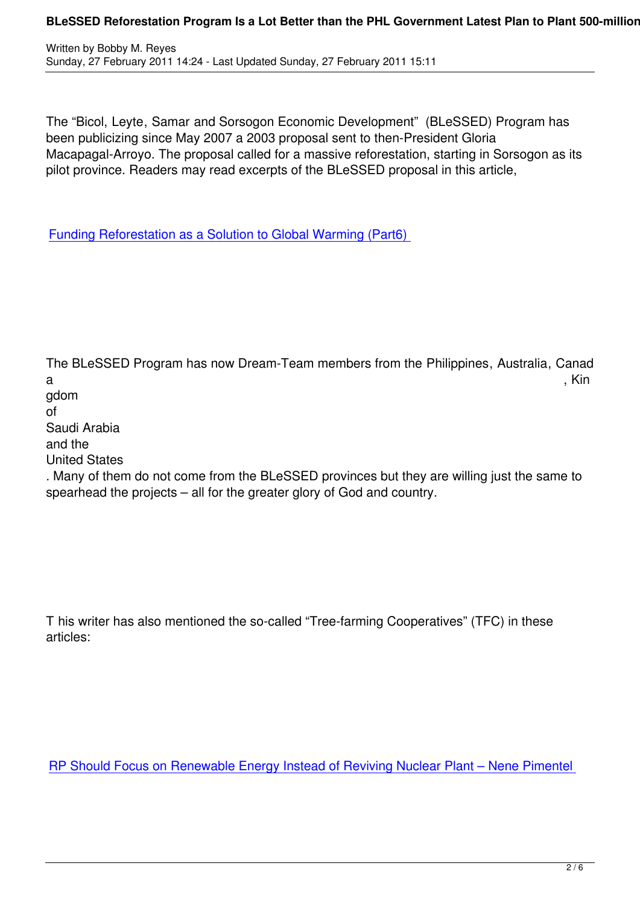The “Bicol, Leyte, Samar and Sorsogon Economic Development” (BLeSSED) Program has been publicizing since May 2007 a 2003 proposal sent to then-President Gloria Macapagal-Arroyo. The proposal called for a massive reforestation, starting in Sorsogon as its pilot province. Readers may read excerpts of the BLeSSED proposal in this article,

[Funding Reforestation as a Solution to Global Warming (Part6)](#)

The BLeSSED Program has now Dream-Team members from the Philippines, Australia, Canada, Kingdom of Saudi Arabia and the United States. Many of them do not come from the BLeSSED provinces but they are willing just the same to spearhead the projects – all for the greater glory of God and country.

T his writer has also mentioned the so-called “Tree-farming Cooperatives” (TFC) in these articles:

[RP Should Focus on Renewable Energy Instead of Reviving Nuclear Plant – Nene Pimentel](#)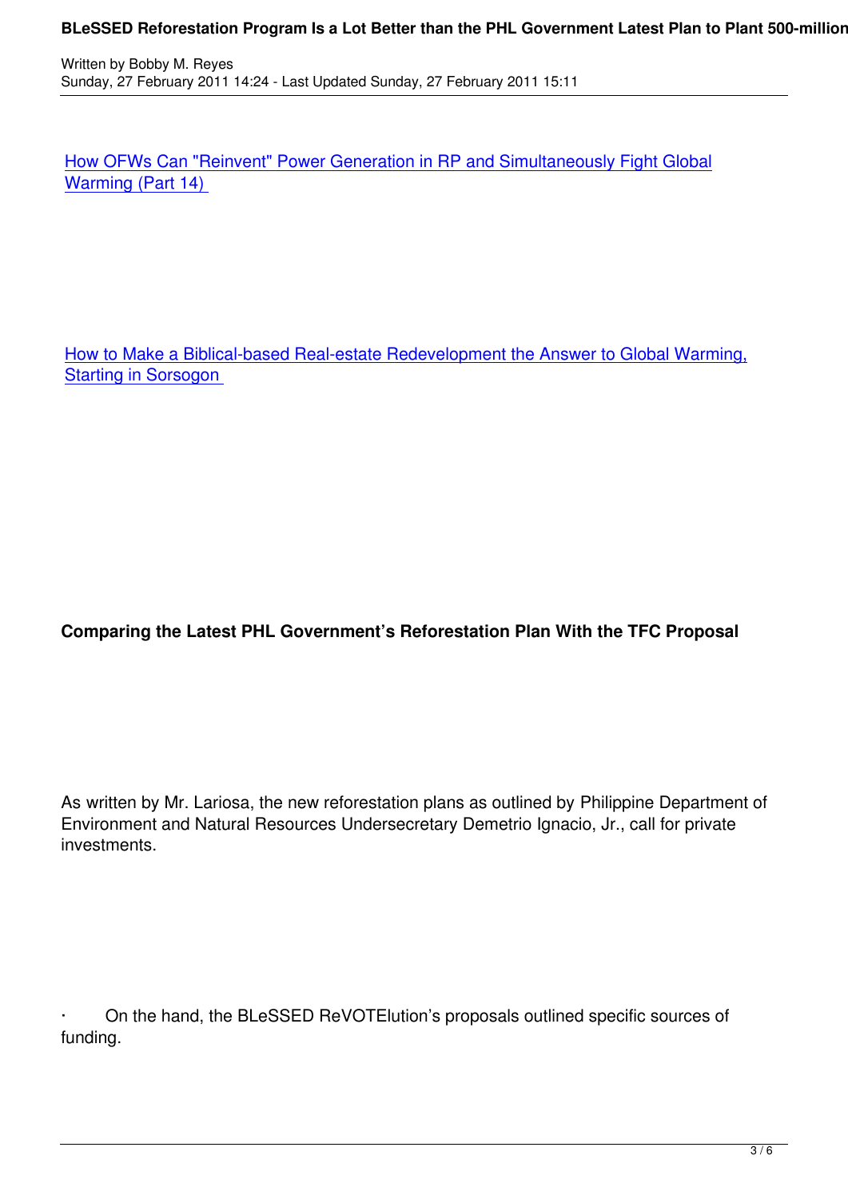[How OFWs Can "Reinvent" Power Generation in RP and Simultaneously Fight Global Warming (Part 14)]

[How to Make a Biblical-based Real-estate Redevelopment the Answer to Global Warming, Starting in Sorsogon]

**Comparing the Latest PHL Government's Reforestation Plan With the TFC Proposal**

As written by Mr. Lariosa, the new reforestation plans as outlined by Philippine Department of Environment and Natural Resources Undersecretary Demetrio Ignacio, Jr., call for private investments.

· On the hand, the BLeSSED ReVOTElution's proposals outlined specific sources of funding.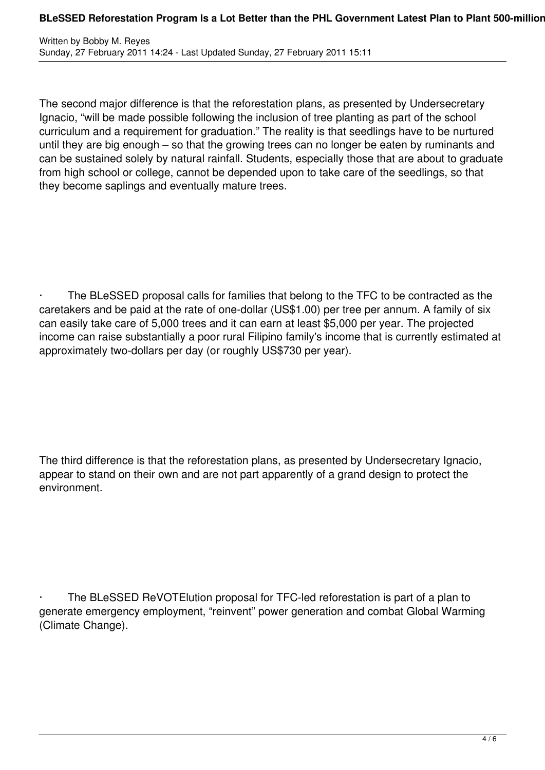The second major difference is that the reforestation plans, as presented by Undersecretary Ignacio, "will be made possible following the inclusion of tree planting as part of the school curriculum and a requirement for graduation." The reality is that seedlings have to be nurtured until they are big enough – so that the growing trees can no longer be eaten by ruminants and can be sustained solely by natural rainfall. Students, especially those that are about to graduate from high school or college, cannot be depended upon to take care of the seedlings, so that they become saplings and eventually mature trees.

- The BLeSSED proposal calls for families that belong to the TFC to be contracted as the caretakers and be paid at the rate of one-dollar (US$1.00) per tree per annum. A family of six can easily take care of 5,000 trees and it can earn at least $5,000 per year. The projected income can raise substantially a poor rural Filipino family's income that is currently estimated at approximately two-dollars per day (or roughly US$730 per year).

The third difference is that the reforestation plans, as presented by Undersecretary Ignacio, appear to stand on their own and are not part apparently of a grand design to protect the environment.

- The BLeSSED ReVOTElution proposal for TFC-led reforestation is part of a plan to generate emergency employment, "reinvent" power generation and combat Global Warming (Climate Change).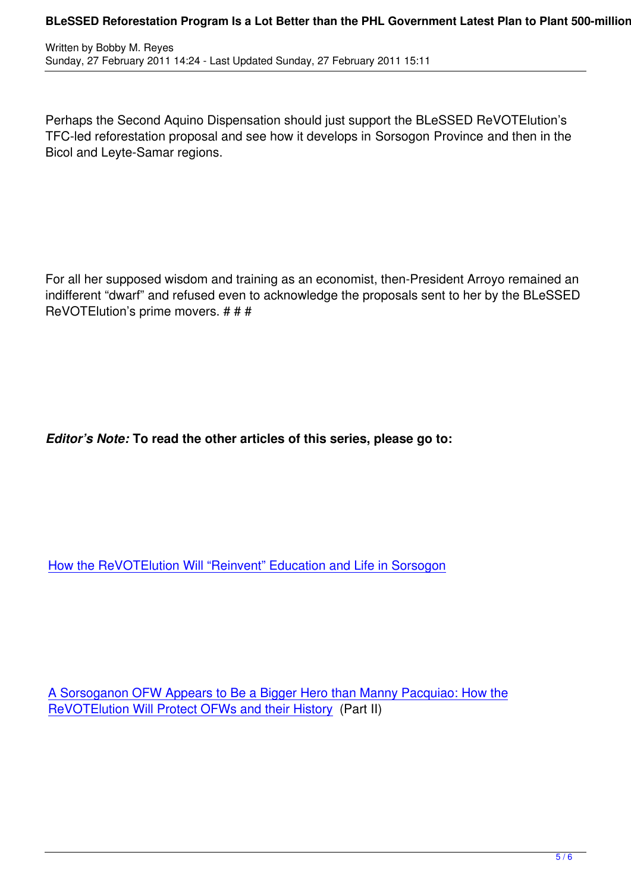Perhaps the Second Aquino Dispensation should just support the BLeSSED ReVOTElution's TFC-led reforestation proposal and see how it develops in Sorsogon Province and then in the Bicol and Leyte-Samar regions.

For all her supposed wisdom and training as an economist, then-President Arroyo remained an indifferent "dwarf" and refused even to acknowledge the proposals sent to her by the BLeSSED ReVOTElution's prime movers. # # #

***Editor's Note:* To read the other articles of this series, please go to:**

How the ReVOTElution Will "Reinvent" Education and Life in Sorsogon

A Sorsoganon OFW Appears to Be a Bigger Hero than Manny Pacquiao: How the ReVOTElution Will Protect OFWs and their History (Part II)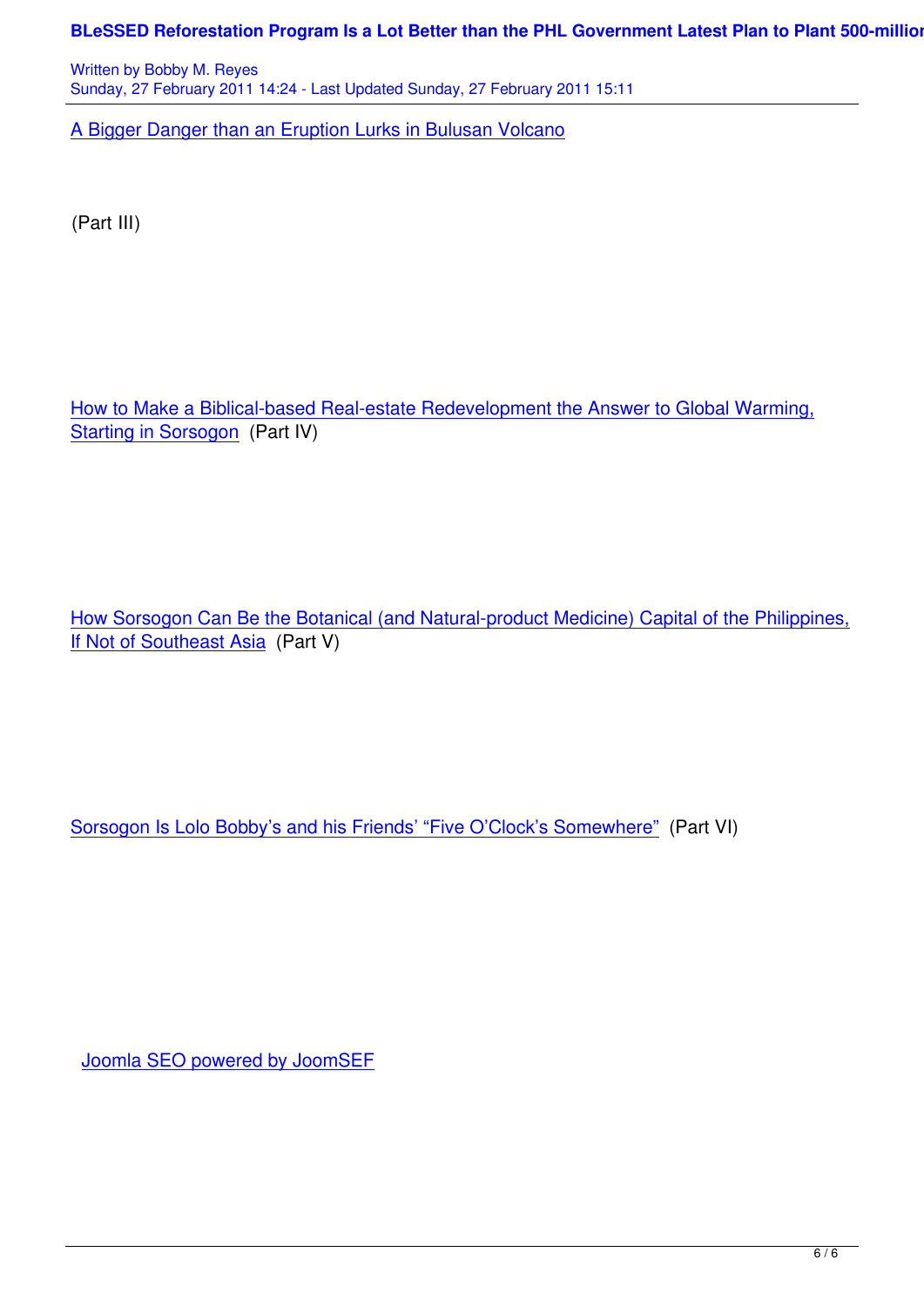A Bigger Danger than an Eruption Lurks in Bulusan Volcano

(Part III)

How to Make a Biblical-based Real-estate Redevelopment the Answer to Global Warming, Starting in Sorsogon (Part IV)

How Sorsogon Can Be the Botanical (and Natural-product Medicine) Capital of the Philippines, If Not of Southeast Asia (Part V)

Sorsogon Is Lolo Bobby's and his Friends' "Five O'Clock's Somewhere" (Part VI)

Joomla SEO powered by JoomSEF